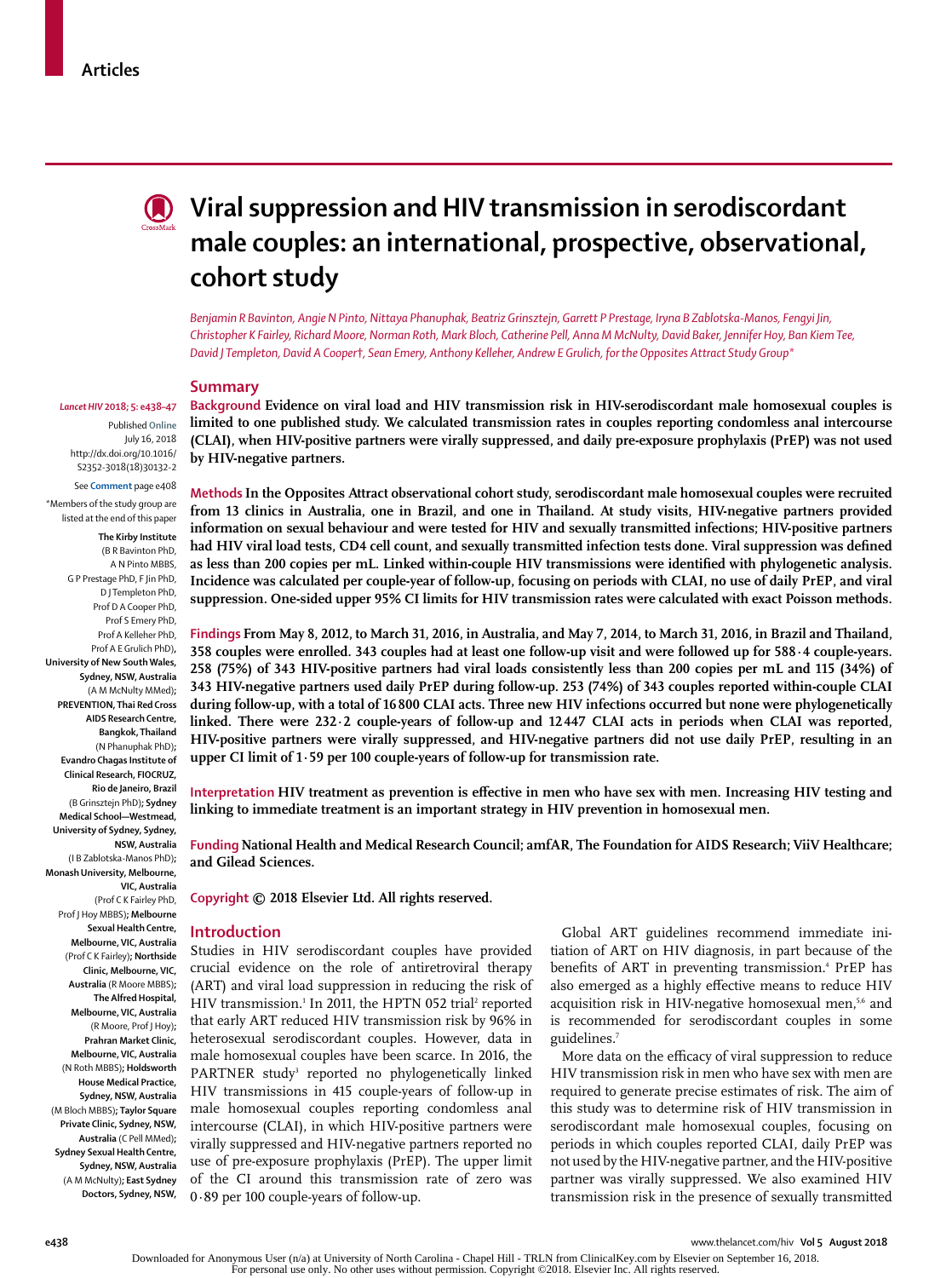Articles

# Viral suppression and HIV transmission in serodiscordant male couples: an international, prospective, observational, cohort study

*Benjamin R Bavinton, Angie N Pinto, Nittaya Phanuphak, Beatriz Grinsztejn, Garrett P Prestage, Iryna B Zablotska-Manos, Fengyi Jin, Christopher K Fairley, Richard Moore, Norman Roth, Mark Bloch, Catherine Pell, Anna M McNulty, David Baker, Jennifer Hoy, Ban Kiem Tee, David J Templeton, David A Cooper†, Sean Emery, Anthony Kelleher, Andrew E Grulich, for the Opposites Attract Study Group**

*Lancet HIV* 2018; 5: e438–47

Published Online July 16, 2018 http://dx.doi.org/10.1016/S2352-3018(18)30132-2

See Comment page e408

*Members of the study group are listed at the end of this paper

**The Kirby Institute** (B R Bavinton PhD, A N Pinto MBBS, G P Prestage PhD, F Jin PhD, D J Templeton PhD, Prof D A Cooper PhD, Prof S Emery PhD, Prof A Kelleher PhD, Prof A E Grulich PhD), **University of New South Wales, Sydney, NSW, Australia** (A M McNulty MMed); **PREVENTION, Thai Red Cross AIDS Research Centre, Bangkok, Thailand** (N Phanuphak PhD); **Evandro Chagas Institute of Clinical Research, FIOCRUZ, Rio de Janeiro, Brazil** (B Grinsztejn PhD); **Sydney Medical School—Westmead, University of Sydney, Sydney, NSW, Australia** (I B Zablotska-Manos PhD); **Monash University, Melbourne, VIC, Australia** (Prof C K Fairley PhD, Prof J Hoy MBBS); **Melbourne Sexual Health Centre, Melbourne, VIC, Australia** (Prof C K Fairley); **Northside Clinic, Melbourne, VIC, Australia** (R Moore MBBS); **The Alfred Hospital, Melbourne, VIC, Australia** (R Moore, Prof J Hoy); **Prahran Market Clinic, Melbourne, VIC, Australia** (N Roth MBBS); **Holdsworth House Medical Practice, Sydney, NSW, Australia** (M Bloch MBBS); **Taylor Square Private Clinic, Sydney, NSW, Australia** (C Pell MMed); **Sydney Sexual Health Centre, Sydney, NSW, Australia** (A M McNulty); **East Sydney Doctors, Sydney, NSW,**

## Summary

**Background** Evidence on viral load and HIV transmission risk in HIV-serodiscordant male homosexual couples is limited to one published study. We calculated transmission rates in couples reporting condomless anal intercourse (CLAI), when HIV-positive partners were virally suppressed, and daily pre-exposure prophylaxis (PrEP) was not used by HIV-negative partners.

**Methods** In the Opposites Attract observational cohort study, serodiscordant male homosexual couples were recruited from 13 clinics in Australia, one in Brazil, and one in Thailand. At study visits, HIV-negative partners provided information on sexual behaviour and were tested for HIV and sexually transmitted infections; HIV-positive partners had HIV viral load tests, CD4 cell count, and sexually transmitted infection tests done. Viral suppression was defined as less than 200 copies per mL. Linked within-couple HIV transmissions were identified with phylogenetic analysis. Incidence was calculated per couple-year of follow-up, focusing on periods with CLAI, no use of daily PrEP, and viral suppression. One-sided upper 95% CI limits for HIV transmission rates were calculated with exact Poisson methods.

**Findings** From May 8, 2012, to March 31, 2016, in Australia, and May 7, 2014, to March 31, 2016, in Brazil and Thailand, 358 couples were enrolled. 343 couples had at least one follow-up visit and were followed up for 588·4 couple-years. 258 (75%) of 343 HIV-positive partners had viral loads consistently less than 200 copies per mL and 115 (34%) of 343 HIV-negative partners used daily PrEP during follow-up. 253 (74%) of 343 couples reported within-couple CLAI during follow-up, with a total of 16 800 CLAI acts. Three new HIV infections occurred but none were phylogenetically linked. There were 232·2 couple-years of follow-up and 12 447 CLAI acts in periods when CLAI was reported, HIV-positive partners were virally suppressed, and HIV-negative partners did not use daily PrEP, resulting in an upper CI limit of 1·59 per 100 couple-years of follow-up for transmission rate.

**Interpretation** HIV treatment as prevention is effective in men who have sex with men. Increasing HIV testing and linking to immediate treatment is an important strategy in HIV prevention in homosexual men.

**Funding** National Health and Medical Research Council; amfAR, The Foundation for AIDS Research; ViiV Healthcare; and Gilead Sciences.

**Copyright** © 2018 Elsevier Ltd. All rights reserved.

## Introduction

Studies in HIV serodiscordant couples have provided crucial evidence on the role of antiretroviral therapy (ART) and viral load suppression in reducing the risk of HIV transmission.[1] In 2011, the HPTN 052 trial[2] reported that early ART reduced HIV transmission risk by 96% in heterosexual serodiscordant couples. However, data in male homosexual couples have been scarce. In 2016, the PARTNER study[3] reported no phylogenetically linked HIV transmissions in 415 couple-years of follow-up in male homosexual couples reporting condomless anal intercourse (CLAI), in which HIV-positive partners were virally suppressed and HIV-negative partners reported no use of pre-exposure prophylaxis (PrEP). The upper limit of the CI around this transmission rate of zero was 0·89 per 100 couple-years of follow-up.

Global ART guidelines recommend immediate initiation of ART on HIV diagnosis, in part because of the benefits of ART in preventing transmission.[4] PrEP has also emerged as a highly effective means to reduce HIV acquisition risk in HIV-negative homosexual men,[5,6] and is recommended for serodiscordant couples in some guidelines.[7]

More data on the efficacy of viral suppression to reduce HIV transmission risk in men who have sex with men are required to generate precise estimates of risk. The aim of this study was to determine risk of HIV transmission in serodiscordant male homosexual couples, focusing on periods in which couples reported CLAI, daily PrEP was not used by the HIV-negative partner, and the HIV-positive partner was virally suppressed. We also examined HIV transmission risk in the presence of sexually transmitted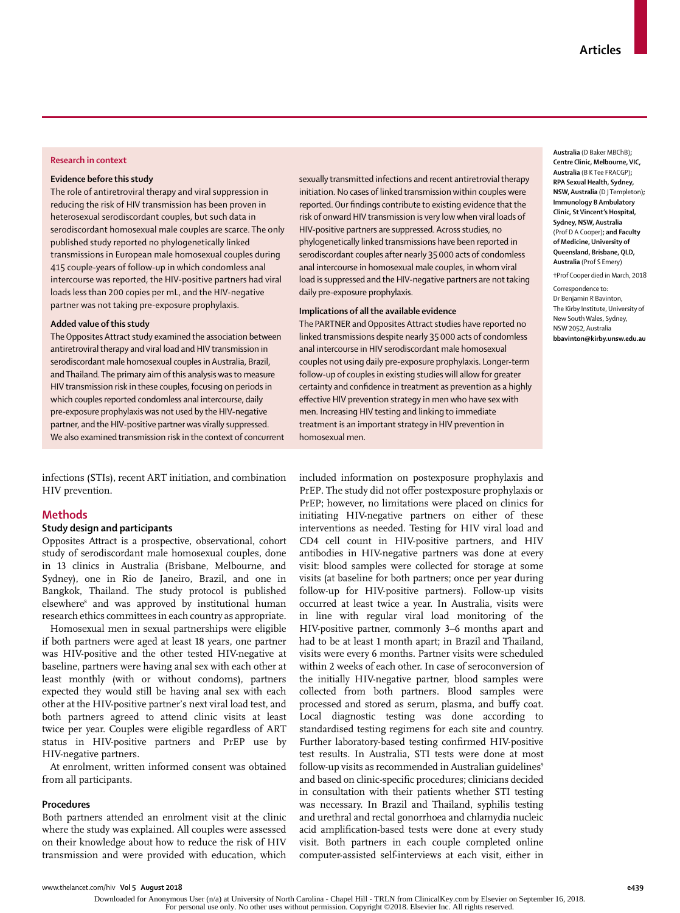## Research in context

### Evidence before this study

The role of antiretroviral therapy and viral suppression in reducing the risk of HIV transmission has been proven in heterosexual serodiscordant couples, but such data in serodiscordant homosexual male couples are scarce. The only published study reported no phylogenetically linked transmissions in European male homosexual couples during 415 couple-years of follow-up in which condomless anal intercourse was reported, the HIV-positive partners had viral loads less than 200 copies per mL, and the HIV-negative partner was not taking pre-exposure prophylaxis.

### Added value of this study

The Opposites Attract study examined the association between antiretroviral therapy and viral load and HIV transmission in serodiscordant male homosexual couples in Australia, Brazil, and Thailand. The primary aim of this analysis was to measure HIV transmission risk in these couples, focusing on periods in which couples reported condomless anal intercourse, daily pre-exposure prophylaxis was not used by the HIV-negative partner, and the HIV-positive partner was virally suppressed. We also examined transmission risk in the context of concurrent sexually transmitted infections and recent antiretrovial therapy initiation. No cases of linked transmission within couples were reported. Our findings contribute to existing evidence that the risk of onward HIV transmission is very low when viral loads of HIV-positive partners are suppressed. Across studies, no phylogenetically linked transmissions have been reported in serodiscordant couples after nearly 35 000 acts of condomless anal intercourse in homosexual male couples, in whom viral load is suppressed and the HIV-negative partners are not taking daily pre-exposure prophylaxis.

### Implications of all the available evidence

The PARTNER and Opposites Attract studies have reported no linked transmissions despite nearly 35 000 acts of condomless anal intercourse in HIV serodiscordant male homosexual couples not using daily pre-exposure prophylaxis. Longer-term follow-up of couples in existing studies will allow for greater certainty and confidence in treatment as prevention as a highly effective HIV prevention strategy in men who have sex with men. Increasing HIV testing and linking to immediate treatment is an important strategy in HIV prevention in homosexual men.

---

**Australia** (D Baker MBChB); **Centre Clinic, Melbourne, VIC, Australia** (B K Tee FRACGP); **RPA Sexual Health, Sydney, NSW, Australia** (D J Templeton); **Immunology B Ambulatory Clinic, St Vincent's Hospital, Sydney, NSW, Australia** (Prof D A Cooper); **and Faculty of Medicine, University of Queensland, Brisbane, QLD, Australia** (Prof S Emery)

†Prof Cooper died in March, 2018

Correspondence to: Dr Benjamin R Bavinton, The Kirby Institute, University of New South Wales, Sydney, NSW 2052, Australia **bbavinton@kirby.unsw.edu.au**

---

infections (STIs), recent ART initiation, and combination HIV prevention.

## Methods

### Study design and participants

Opposites Attract is a prospective, observational, cohort study of serodiscordant male homosexual couples, done in 13 clinics in Australia (Brisbane, Melbourne, and Sydney), one in Rio de Janeiro, Brazil, and one in Bangkok, Thailand. The study protocol is published elsewhere[8] and was approved by institutional human research ethics committees in each country as appropriate.

Homosexual men in sexual partnerships were eligible if both partners were aged at least 18 years, one partner was HIV-positive and the other tested HIV-negative at baseline, partners were having anal sex with each other at least monthly (with or without condoms), partners expected they would still be having anal sex with each other at the HIV-positive partner's next viral load test, and both partners agreed to attend clinic visits at least twice per year. Couples were eligible regardless of ART status in HIV-positive partners and PrEP use by HIV-negative partners.

At enrolment, written informed consent was obtained from all participants.

### Procedures

Both partners attended an enrolment visit at the clinic where the study was explained. All couples were assessed on their knowledge about how to reduce the risk of HIV transmission and were provided with education, which included information on postexposure prophylaxis and PrEP. The study did not offer postexposure prophylaxis or PrEP; however, no limitations were placed on clinics for initiating HIV-negative partners on either of these interventions as needed. Testing for HIV viral load and CD4 cell count in HIV-positive partners, and HIV antibodies in HIV-negative partners was done at every visit: blood samples were collected for storage at some visits (at baseline for both partners; once per year during follow-up for HIV-positive partners). Follow-up visits occurred at least twice a year. In Australia, visits were in line with regular viral load monitoring of the HIV-positive partner, commonly 3–6 months apart and had to be at least 1 month apart; in Brazil and Thailand, visits were every 6 months. Partner visits were scheduled within 2 weeks of each other. In case of seroconversion of the initially HIV-negative partner, blood samples were collected from both partners. Blood samples were processed and stored as serum, plasma, and buffy coat. Local diagnostic testing was done according to standardised testing regimens for each site and country. Further laboratory-based testing confirmed HIV-positive test results. In Australia, STI tests were done at most follow-up visits as recommended in Australian guidelines[9] and based on clinic-specific procedures; clinicians decided in consultation with their patients whether STI testing was necessary. In Brazil and Thailand, syphilis testing and urethral and rectal gonorrhoea and chlamydia nucleic acid amplification-based tests were done at every study visit. Both partners in each couple completed online computer-assisted self-interviews at each visit, either in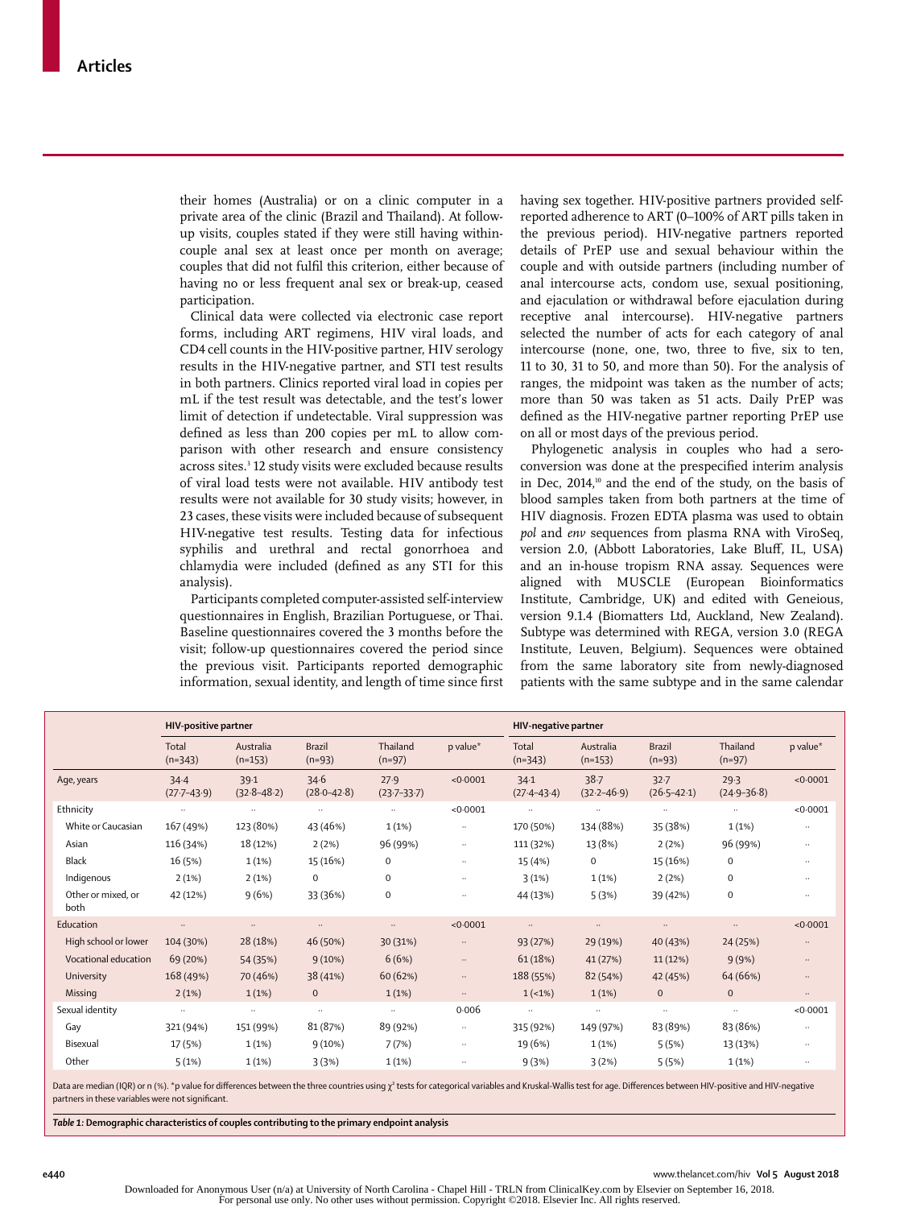their homes (Australia) or on a clinic computer in a private area of the clinic (Brazil and Thailand). At follow-up visits, couples stated if they were still having within-couple anal sex at least once per month on average; couples that did not fulfil this criterion, either because of having no or less frequent anal sex or break-up, ceased participation.

Clinical data were collected via electronic case report forms, including ART regimens, HIV viral loads, and CD4 cell counts in the HIV-positive partner, HIV serology results in the HIV-negative partner, and STI test results in both partners. Clinics reported viral load in copies per mL if the test result was detectable, and the test's lower limit of detection if undetectable. Viral suppression was defined as less than 200 copies per mL to allow comparison with other research and ensure consistency across sites.[1] 12 study visits were excluded because results of viral load tests were not available. HIV antibody test results were not available for 30 study visits; however, in 23 cases, these visits were included because of subsequent HIV-negative test results. Testing data for infectious syphilis and urethral and rectal gonorrhoea and chlamydia were included (defined as any STI for this analysis).

Participants completed computer-assisted self-interview questionnaires in English, Brazilian Portuguese, or Thai. Baseline questionnaires covered the 3 months before the visit; follow-up questionnaires covered the period since the previous visit. Participants reported demographic information, sexual identity, and length of time since first having sex together. HIV-positive partners provided self-reported adherence to ART (0–100% of ART pills taken in the previous period). HIV-negative partners reported details of PrEP use and sexual behaviour within the couple and with outside partners (including number of anal intercourse acts, condom use, sexual positioning, and ejaculation or withdrawal before ejaculation during receptive anal intercourse). HIV-negative partners selected the number of acts for each category of anal intercourse (none, one, two, three to five, six to ten, 11 to 30, 31 to 50, and more than 50). For the analysis of ranges, the midpoint was taken as the number of acts; more than 50 was taken as 51 acts. Daily PrEP was defined as the HIV-negative partner reporting PrEP use on all or most days of the previous period.

Phylogenetic analysis in couples who had a seroconversion was done at the prespecified interim analysis in Dec, 2014,[10] and the end of the study, on the basis of blood samples taken from both partners at the time of HIV diagnosis. Frozen EDTA plasma was used to obtain *pol* and *env* sequences from plasma RNA with ViroSeq, version 2.0, (Abbott Laboratories, Lake Bluff, IL, USA) and an in-house tropism RNA assay. Sequences were aligned with MUSCLE (European Bioinformatics Institute, Cambridge, UK) and edited with Geneious, version 9.1.4 (Biomatters Ltd, Auckland, New Zealand). Subtype was determined with REGA, version 3.0 (REGA Institute, Leuven, Belgium). Sequences were obtained from the same laboratory site from newly-diagnosed patients with the same subtype and in the same calendar

| | HIV-positive partner | | | | | HIV-negative partner | | | | |
|---|---|---|---|---|---|---|---|---|---|---|
| | Total (n=343) | Australia (n=153) | Brazil (n=93) | Thailand (n=97) | p value* | Total (n=343) | Australia (n=153) | Brazil (n=93) | Thailand (n=97) | p value* |
| Age, years | 34·4 (27·7–43·9) | 39·1 (32·8–48·2) | 34·6 (28·0–42·8) | 27·9 (23·7–33·7) | <0·0001 | 34·1 (27·4–43·4) | 38·7 (32·2–46·9) | 32·7 (26·5–42·1) | 29·3 (24·9–36·8) | <0·0001 |
| Ethnicity | .. | .. | .. | .. | <0·0001 | .. | .. | .. | .. | <0·0001 |
| White or Caucasian | 167 (49%) | 123 (80%) | 43 (46%) | 1 (1%) | .. | 170 (50%) | 134 (88%) | 35 (38%) | 1 (1%) | .. |
| Asian | 116 (34%) | 18 (12%) | 2 (2%) | 96 (99%) | .. | 111 (32%) | 13 (8%) | 2 (2%) | 96 (99%) | .. |
| Black | 16 (5%) | 1 (1%) | 15 (16%) | 0 | .. | 15 (4%) | 0 | 15 (16%) | 0 | .. |
| Indigenous | 2 (1%) | 2 (1%) | 0 | 0 | .. | 3 (1%) | 1 (1%) | 2 (2%) | 0 | .. |
| Other or mixed, or both | 42 (12%) | 9 (6%) | 33 (36%) | 0 | .. | 44 (13%) | 5 (3%) | 39 (42%) | 0 | .. |
| Education | .. | .. | .. | .. | <0·0001 | .. | .. | .. | .. | <0·0001 |
| High school or lower | 104 (30%) | 28 (18%) | 46 (50%) | 30 (31%) | .. | 93 (27%) | 29 (19%) | 40 (43%) | 24 (25%) | .. |
| Vocational education | 69 (20%) | 54 (35%) | 9 (10%) | 6 (6%) | .. | 61 (18%) | 41 (27%) | 11 (12%) | 9 (9%) | .. |
| University | 168 (49%) | 70 (46%) | 38 (41%) | 60 (62%) | .. | 188 (55%) | 82 (54%) | 42 (45%) | 64 (66%) | .. |
| Missing | 2 (1%) | 1 (1%) | 0 | 1 (1%) | .. | 1 (<1%) | 1 (1%) | 0 | 0 | .. |
| Sexual identity | .. | .. | .. | .. | 0·006 | .. | .. | .. | .. | <0·0001 |
| Gay | 321 (94%) | 151 (99%) | 81 (87%) | 89 (92%) | .. | 315 (92%) | 149 (97%) | 83 (89%) | 83 (86%) | .. |
| Bisexual | 17 (5%) | 1 (1%) | 9 (10%) | 7 (7%) | .. | 19 (6%) | 1 (1%) | 5 (5%) | 13 (13%) | .. |
| Other | 5 (1%) | 1 (1%) | 3 (3%) | 1 (1%) | .. | 9 (3%) | 3 (2%) | 5 (5%) | 1 (1%) | .. |

Data are median (IQR) or n (%). *p value for differences between the three countries using $\chi^2$ tests for categorical variables and Kruskal-Wallis test for age. Differences between HIV-positive and HIV-negative partners in these variables were not significant.

***Table 1:*** **Demographic characteristics of couples contributing to the primary endpoint analysis**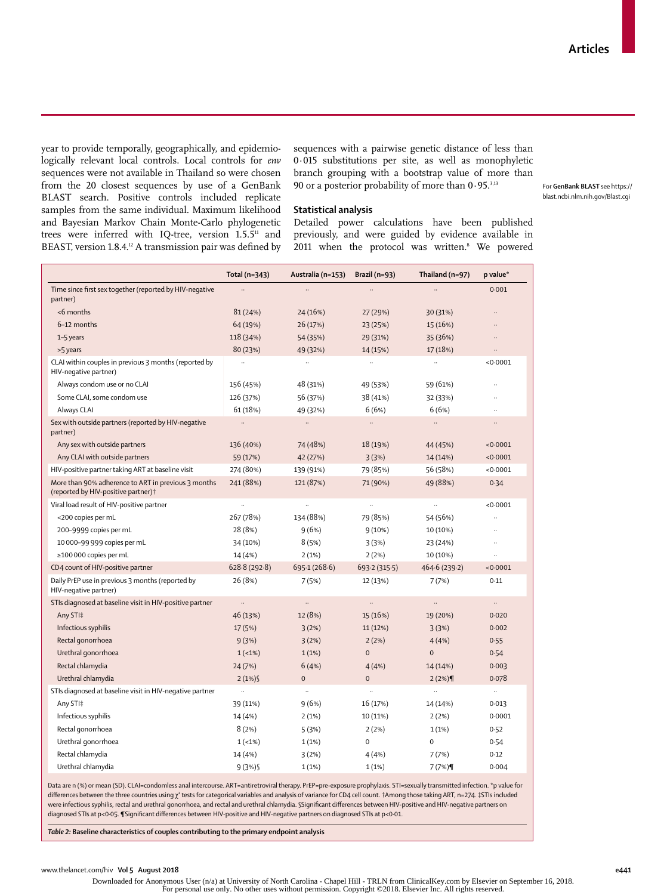year to provide temporally, geographically, and epidemiologically relevant local controls. Local controls for *env* sequences were not available in Thailand so were chosen from the 20 closest sequences by use of a GenBank BLAST search. Positive controls included replicate samples from the same individual. Maximum likelihood and Bayesian Markov Chain Monte-Carlo phylogenetic trees were inferred with IQ-tree, version 1.5.5[11] and BEAST, version 1.8.4.[12] A transmission pair was defined by sequences with a pairwise genetic distance of less than 0·015 substitutions per site, as well as monophyletic branch grouping with a bootstrap value of more than 90 or a posterior probability of more than 0·95.[3,13]

For **GenBank BLAST** see https://blast.ncbi.nlm.nih.gov/Blast.cgi

## Statistical analysis

Detailed power calculations have been published previously, and were guided by evidence available in 2011 when the protocol was written.[8] We powered

| | Total (n=343) | Australia (n=153) | Brazil (n=93) | Thailand (n=97) | p value* |
|---|---|---|---|---|---|
| Time since first sex together (reported by HIV-negative partner) | .. | .. | .. | .. | 0·001 |
| <6 months | 81 (24%) | 24 (16%) | 27 (29%) | 30 (31%) | .. |
| 6–12 months | 64 (19%) | 26 (17%) | 23 (25%) | 15 (16%) | .. |
| 1–5 years | 118 (34%) | 54 (35%) | 29 (31%) | 35 (36%) | .. |
| >5 years | 80 (23%) | 49 (32%) | 14 (15%) | 17 (18%) | .. |
| CLAI within couples in previous 3 months (reported by HIV-negative partner) | .. | .. | .. | .. | <0·0001 |
| Always condom use or no CLAI | 156 (45%) | 48 (31%) | 49 (53%) | 59 (61%) | .. |
| Some CLAI, some condom use | 126 (37%) | 56 (37%) | 38 (41%) | 32 (33%) | .. |
| Always CLAI | 61 (18%) | 49 (32%) | 6 (6%) | 6 (6%) | .. |
| Sex with outside partners (reported by HIV-negative partner) | .. | .. | .. | .. | .. |
| Any sex with outside partners | 136 (40%) | 74 (48%) | 18 (19%) | 44 (45%) | <0·0001 |
| Any CLAI with outside partners | 59 (17%) | 42 (27%) | 3 (3%) | 14 (14%) | <0·0001 |
| HIV-positive partner taking ART at baseline visit | 274 (80%) | 139 (91%) | 79 (85%) | 56 (58%) | <0·0001 |
| More than 90% adherence to ART in previous 3 months (reported by HIV-positive partner)† | 241 (88%) | 121 (87%) | 71 (90%) | 49 (88%) | 0·34 |
| Viral load result of HIV-positive partner | .. | .. | .. | .. | <0·0001 |
| <200 copies per mL | 267 (78%) | 134 (88%) | 79 (85%) | 54 (56%) | .. |
| 200–9999 copies per mL | 28 (8%) | 9 (6%) | 9 (10%) | 10 (10%) | .. |
| 10 000–99 999 copies per mL | 34 (10%) | 8 (5%) | 3 (3%) | 23 (24%) | .. |
| ≥100 000 copies per mL | 14 (4%) | 2 (1%) | 2 (2%) | 10 (10%) | .. |
| CD4 count of HIV-positive partner | 628·8 (292·8) | 695·1 (268·6) | 693·2 (315·5) | 464·6 (239·2) | <0·0001 |
| Daily PrEP use in previous 3 months (reported by HIV-negative partner) | 26 (8%) | 7 (5%) | 12 (13%) | 7 (7%) | 0·11 |
| STIs diagnosed at baseline visit in HIV-positive partner | .. | .. | .. | .. | .. |
| Any STI‡ | 46 (13%) | 12 (8%) | 15 (16%) | 19 (20%) | 0·020 |
| Infectious syphilis | 17 (5%) | 3 (2%) | 11 (12%) | 3 (3%) | 0·002 |
| Rectal gonorrhoea | 9 (3%) | 3 (2%) | 2 (2%) | 4 (4%) | 0·55 |
| Urethral gonorrhoea | 1 (<1%) | 1 (1%) | 0 | 0 | 0·54 |
| Rectal chlamydia | 24 (7%) | 6 (4%) | 4 (4%) | 14 (14%) | 0·003 |
| Urethral chlamydia | 2 (1%)§ | 0 | 0 | 2 (2%)¶ | 0·078 |
| STIs diagnosed at baseline visit in HIV-negative partner | .. | .. | .. | .. | .. |
| Any STI‡ | 39 (11%) | 9 (6%) | 16 (17%) | 14 (14%) | 0·013 |
| Infectious syphilis | 14 (4%) | 2 (1%) | 10 (11%) | 2 (2%) | 0·0001 |
| Rectal gonorrhoea | 8 (2%) | 5 (3%) | 2 (2%) | 1 (1%) | 0·52 |
| Urethral gonorrhoea | 1 (<1%) | 1 (1%) | 0 | 0 | 0·54 |
| Rectal chlamydia | 14 (4%) | 3 (2%) | 4 (4%) | 7 (7%) | 0·12 |
| Urethral chlamydia | 9 (3%)§ | 1 (1%) | 1 (1%) | 7 (7%)¶ | 0·004 |

Data are n (%) or mean (SD). CLAI=condomless anal intercourse. ART=antiretroviral therapy. PrEP=pre-exposure prophylaxis. STI=sexually transmitted infection. *p value for differences between the three countries using $\chi^2$ tests for categorical variables and analysis of variance for CD4 cell count. †Among those taking ART, n=274. ‡STIs included were infectious syphilis, rectal and urethral gonorrhoea, and rectal and urethral chlamydia. §Significant differences between HIV-positive and HIV-negative partners on diagnosed STIs at p<0·05. ¶Significant differences between HIV-positive and HIV-negative partners on diagnosed STIs at p<0·01.

***Table 2:*** **Baseline characteristics of couples contributing to the primary endpoint analysis**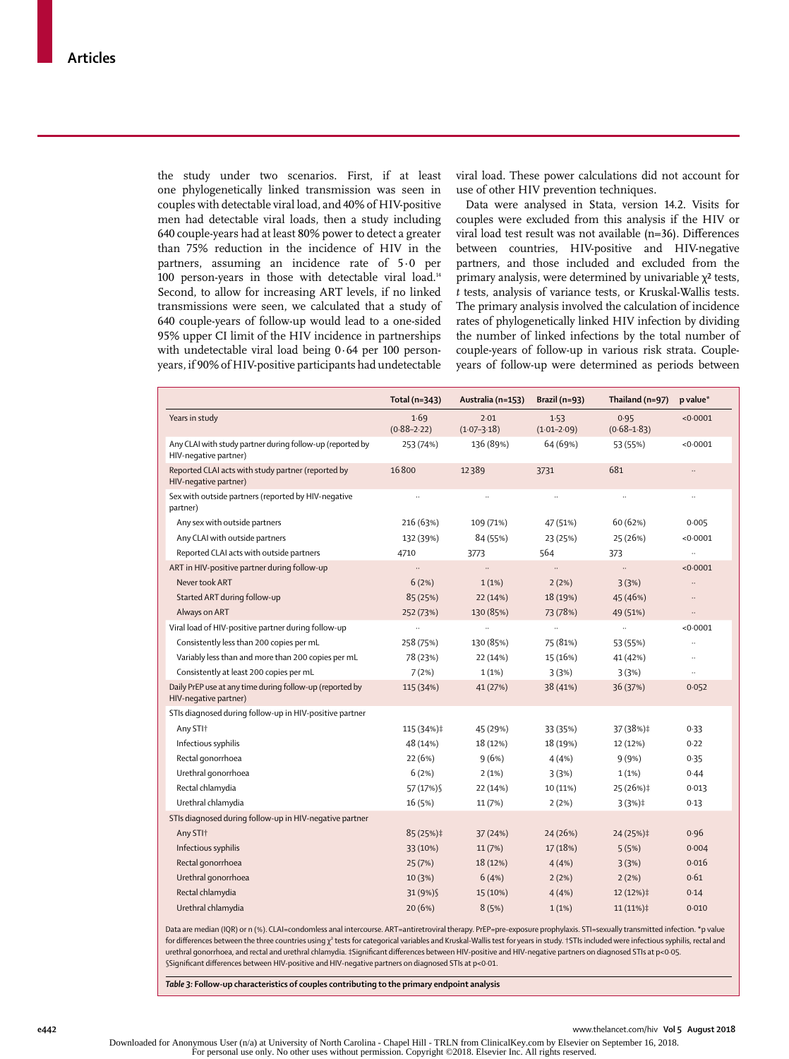the study under two scenarios. First, if at least one phylogenetically linked transmission was seen in couples with detectable viral load, and 40% of HIV-positive men had detectable viral loads, then a study including 640 couple-years had at least 80% power to detect a greater than 75% reduction in the incidence of HIV in the partners, assuming an incidence rate of 5·0 per 100 person-years in those with detectable viral load.[14] Second, to allow for increasing ART levels, if no linked transmissions were seen, we calculated that a study of 640 couple-years of follow-up would lead to a one-sided 95% upper CI limit of the HIV incidence in partnerships with undetectable viral load being 0·64 per 100 person-years, if 90% of HIV-positive participants had undetectable viral load. These power calculations did not account for use of other HIV prevention techniques.

Data were analysed in Stata, version 14.2. Visits for couples were excluded from this analysis if the HIV or viral load test result was not available (n=36). Differences between countries, HIV-positive and HIV-negative partners, and those included and excluded from the primary analysis, were determined by univariable $\chi^2$ tests, *t* tests, analysis of variance tests, or Kruskal-Wallis tests. The primary analysis involved the calculation of incidence rates of phylogenetically linked HIV infection by dividing the number of linked infections by the total number of couple-years of follow-up in various risk strata. Couple-years of follow-up were determined as periods between

| | Total (n=343) | Australia (n=153) | Brazil (n=93) | Thailand (n=97) | p value* |
|---|---|---|---|---|---|
| Years in study | 1·69 (0·88–2·22) | 2·01 (1·07–3·18) | 1·53 (1·01–2·09) | 0·95 (0·68–1·83) | <0·0001 |
| Any CLAI with study partner during follow-up (reported by HIV-negative partner) | 253 (74%) | 136 (89%) | 64 (69%) | 53 (55%) | <0·0001 |
| Reported CLAI acts with study partner (reported by HIV-negative partner) | 16 800 | 12 389 | 3731 | 681 | .. |
| Sex with outside partners (reported by HIV-negative partner) | .. | .. | .. | .. | .. |
| Any sex with outside partners | 216 (63%) | 109 (71%) | 47 (51%) | 60 (62%) | 0·005 |
| Any CLAI with outside partners | 132 (39%) | 84 (55%) | 23 (25%) | 25 (26%) | <0·0001 |
| Reported CLAI acts with outside partners | 4710 | 3773 | 564 | 373 | .. |
| ART in HIV-positive partner during follow-up | .. | .. | .. | .. | <0·0001 |
| Never took ART | 6 (2%) | 1 (1%) | 2 (2%) | 3 (3%) | .. |
| Started ART during follow-up | 85 (25%) | 22 (14%) | 18 (19%) | 45 (46%) | .. |
| Always on ART | 252 (73%) | 130 (85%) | 73 (78%) | 49 (51%) | .. |
| Viral load of HIV-positive partner during follow-up | .. | .. | .. | .. | <0·0001 |
| Consistently less than 200 copies per mL | 258 (75%) | 130 (85%) | 75 (81%) | 53 (55%) | .. |
| Variably less than and more than 200 copies per mL | 78 (23%) | 22 (14%) | 15 (16%) | 41 (42%) | .. |
| Consistently at least 200 copies per mL | 7 (2%) | 1 (1%) | 3 (3%) | 3 (3%) | .. |
| Daily PrEP use at any time during follow-up (reported by HIV-negative partner) | 115 (34%) | 41 (27%) | 38 (41%) | 36 (37%) | 0·052 |
| STIs diagnosed during follow-up in HIV-positive partner | | | | | |
| Any STI† | 115 (34%)‡ | 45 (29%) | 33 (35%) | 37 (38%)‡ | 0·33 |
| Infectious syphilis | 48 (14%) | 18 (12%) | 18 (19%) | 12 (12%) | 0·22 |
| Rectal gonorrhoea | 22 (6%) | 9 (6%) | 4 (4%) | 9 (9%) | 0·35 |
| Urethral gonorrhoea | 6 (2%) | 2 (1%) | 3 (3%) | 1 (1%) | 0·44 |
| Rectal chlamydia | 57 (17%)§ | 22 (14%) | 10 (11%) | 25 (26%)‡ | 0·013 |
| Urethral chlamydia | 16 (5%) | 11 (7%) | 2 (2%) | 3 (3%)‡ | 0·13 |
| STIs diagnosed during follow-up in HIV-negative partner | | | | | |
| Any STI† | 85 (25%)‡ | 37 (24%) | 24 (26%) | 24 (25%)‡ | 0·96 |
| Infectious syphilis | 33 (10%) | 11 (7%) | 17 (18%) | 5 (5%) | 0·004 |
| Rectal gonorrhoea | 25 (7%) | 18 (12%) | 4 (4%) | 3 (3%) | 0·016 |
| Urethral gonorrhoea | 10 (3%) | 6 (4%) | 2 (2%) | 2 (2%) | 0·61 |
| Rectal chlamydia | 31 (9%)§ | 15 (10%) | 4 (4%) | 12 (12%)‡ | 0·14 |
| Urethral chlamydia | 20 (6%) | 8 (5%) | 1 (1%) | 11 (11%)‡ | 0·010 |

Data are median (IQR) or n (%). CLAI=condomless anal intercourse. ART=antiretroviral therapy. PrEP=pre-exposure prophylaxis. STI=sexually transmitted infection. *p value for differences between the three countries using $\chi^2$ tests for categorical variables and Kruskal-Wallis test for years in study. †STIs included were infectious syphilis, rectal and urethral gonorrhoea, and rectal and urethral chlamydia. ‡Significant differences between HIV-positive and HIV-negative partners on diagnosed STIs at p<0·05. §Significant differences between HIV-positive and HIV-negative partners on diagnosed STIs at p<0·01.

***Table 3:* Follow-up characteristics of couples contributing to the primary endpoint analysis**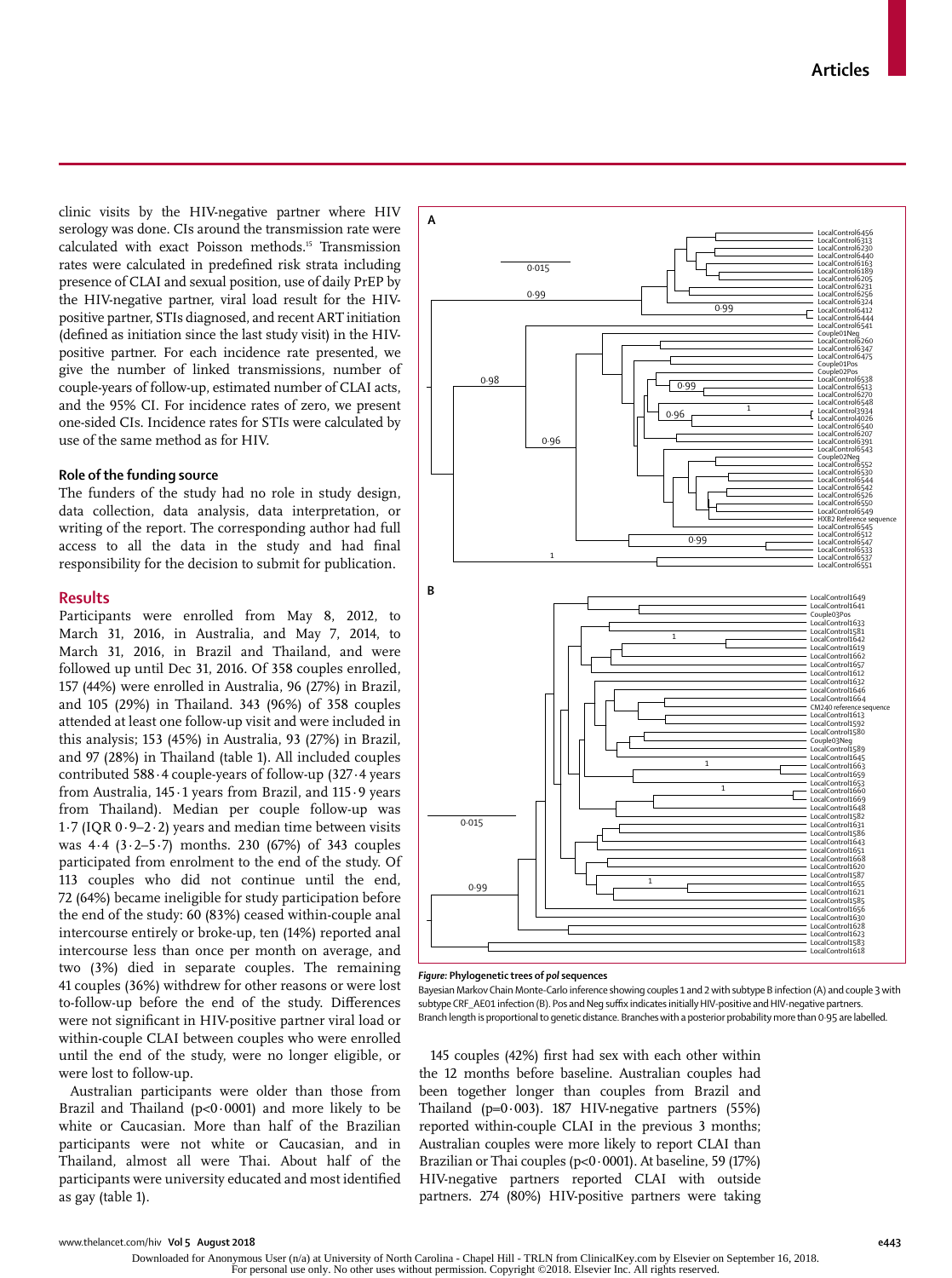clinic visits by the HIV-negative partner where HIV serology was done. CIs around the transmission rate were calculated with exact Poisson methods.[15] Transmission rates were calculated in predefined risk strata including presence of CLAI and sexual position, use of daily PrEP by the HIV-negative partner, viral load result for the HIV-positive partner, STIs diagnosed, and recent ART initiation (defined as initiation since the last study visit) in the HIV-positive partner. For each incidence rate presented, we give the number of linked transmissions, number of couple-years of follow-up, estimated number of CLAI acts, and the 95% CI. For incidence rates of zero, we present one-sided CIs. Incidence rates for STIs were calculated by use of the same method as for HIV.

### Role of the funding source

The funders of the study had no role in study design, data collection, data analysis, data interpretation, or writing of the report. The corresponding author had full access to all the data in the study and had final responsibility for the decision to submit for publication.

## Results

Participants were enrolled from May 8, 2012, to March 31, 2016, in Australia, and May 7, 2014, to March 31, 2016, in Brazil and Thailand, and were followed up until Dec 31, 2016. Of 358 couples enrolled, 157 (44%) were enrolled in Australia, 96 (27%) in Brazil, and 105 (29%) in Thailand. 343 (96%) of 358 couples attended at least one follow-up visit and were included in this analysis; 153 (45%) in Australia, 93 (27%) in Brazil, and 97 (28%) in Thailand (table 1). All included couples contributed 588·4 couple-years of follow-up (327·4 years from Australia, 145·1 years from Brazil, and 115·9 years from Thailand). Median per couple follow-up was 1·7 (IQR 0·9–2·2) years and median time between visits was 4·4 (3·2–5·7) months. 230 (67%) of 343 couples participated from enrolment to the end of the study. Of 113 couples who did not continue until the end, 72 (64%) became ineligible for study participation before the end of the study: 60 (83%) ceased within-couple anal intercourse entirely or broke-up, ten (14%) reported anal intercourse less than once per month on average, and two (3%) died in separate couples. The remaining 41 couples (36%) withdrew for other reasons or were lost to-follow-up before the end of the study. Differences were not significant in HIV-positive partner viral load or within-couple CLAI between couples who were enrolled until the end of the study, were no longer eligible, or were lost to follow-up.

Australian participants were older than those from Brazil and Thailand ($p<0·0001$) and more likely to be white or Caucasian. More than half of the Brazilian participants were not white or Caucasian, and in Thailand, almost all were Thai. About half of the participants were university educated and most identified as gay (table 1).

***Figure:*** **Phylogenetic trees of *pol* sequences**

Bayesian Markov Chain Monte-Carlo inference showing couples 1 and 2 with subtype B infection (A) and couple 3 with subtype CRF_AE01 infection (B). Pos and Neg suffix indicates initially HIV-positive and HIV-negative partners. Branch length is proportional to genetic distance. Branches with a posterior probability more than 0·95 are labelled.

145 couples (42%) first had sex with each other within the 12 months before baseline. Australian couples had been together longer than couples from Brazil and Thailand ($p=0·003$). 187 HIV-negative partners (55%) reported within-couple CLAI in the previous 3 months; Australian couples were more likely to report CLAI than Brazilian or Thai couples ($p<0·0001$). At baseline, 59 (17%) HIV-negative partners reported CLAI with outside partners. 274 (80%) HIV-positive partners were taking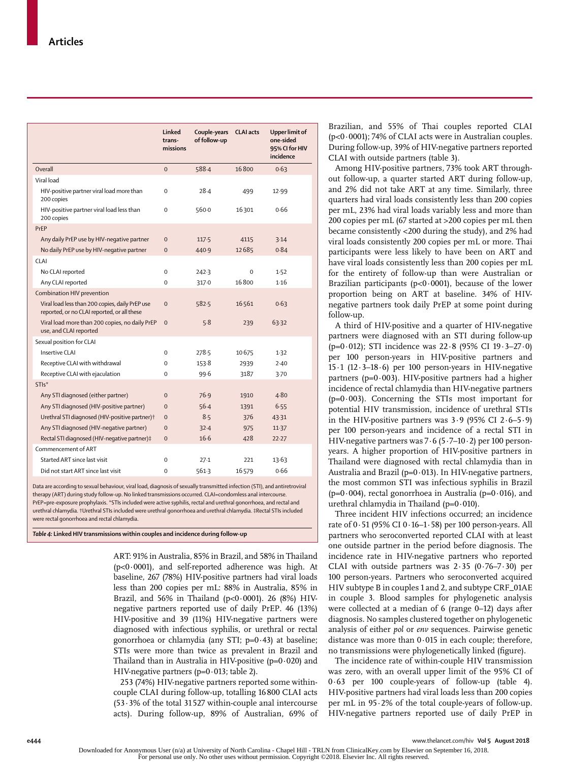| | Linked transmissions | Couple-years of follow-up | CLAI acts | Upper limit of one-sided 95% CI for HIV incidence |
|---|---|---|---|---|
| Overall | 0 | 588·4 | 16 800 | 0·63 |
| Viral load | | | | |
| HIV-positive partner viral load more than 200 copies | 0 | 28·4 | 499 | 12·99 |
| HIV-positive partner viral load less than 200 copies | 0 | 560·0 | 16 301 | 0·66 |
| PrEP | | | | |
| Any daily PrEP use by HIV-negative partner | 0 | 117·5 | 4115 | 3·14 |
| No daily PrEP use by HIV-negative partner | 0 | 440·9 | 12 685 | 0·84 |
| CLAI | | | | |
| No CLAI reported | 0 | 242·3 | 0 | 1·52 |
| Any CLAI reported | 0 | 317·0 | 16 800 | 1·16 |
| Combination HIV prevention | | | | |
| Viral load less than 200 copies, daily PrEP use reported, or no CLAI reported, or all these | 0 | 582·5 | 16 561 | 0·63 |
| Viral load more than 200 copies, no daily PrEP use, and CLAI reported | 0 | 5·8 | 239 | 63·32 |
| Sexual position for CLAI | | | | |
| Insertive CLAI | 0 | 278·5 | 10 675 | 1·32 |
| Receptive CLAI with withdrawal | 0 | 153·8 | 2939 | 2·40 |
| Receptive CLAI with ejaculation | 0 | 99·6 | 3187 | 3·70 |
| STIs* | | | | |
| Any STI diagnosed (either partner) | 0 | 76·9 | 1910 | 4·80 |
| Any STI diagnosed (HIV-positive partner) | 0 | 56·4 | 1391 | 6·55 |
| Urethral STI diagnosed (HIV-positive partner)† | 0 | 8·5 | 376 | 43·31 |
| Any STI diagnosed (HIV-negative partner) | 0 | 32·4 | 975 | 11·37 |
| Rectal STI diagnosed (HIV-negative partner)‡ | 0 | 16·6 | 428 | 22·27 |
| Commencement of ART | | | | |
| Started ART since last visit | 0 | 27·1 | 221 | 13·63 |
| Did not start ART since last visit | 0 | 561·3 | 16 579 | 0·66 |

Data are according to sexual behaviour, viral load, diagnosis of sexually transmitted infection (STI), and antiretroviral therapy (ART) during study follow-up. No linked transmissions occurred. CLAI=condomless anal intercourse. PrEP=pre-exposure prophylaxis. *STIs included were active syphilis, rectal and urethral gonorrhoea, and rectal and urethral chlamydia. †Urethral STIs included were urethral gonorrhoea and urethral chlamydia. ‡Rectal STIs included were rectal gonorrhoea and rectal chlamydia.

***Table 4:* Linked HIV transmissions within couples and incidence during follow-up**

ART: 91% in Australia, 85% in Brazil, and 58% in Thailand ($p<0·0001$), and self-reported adherence was high. At baseline, 267 (78%) HIV-positive partners had viral loads less than 200 copies per mL: 88% in Australia, 85% in Brazil, and 56% in Thailand ($p<0·0001$). 26 (8%) HIV-negative partners reported use of daily PrEP. 46 (13%) HIV-positive and 39 (11%) HIV-negative partners were diagnosed with infectious syphilis, or urethral or rectal gonorrhoea or chlamydia (any STI; $p=0·43$) at baseline; STIs were more than twice as prevalent in Brazil and Thailand than in Australia in HIV-positive ($p=0·020$) and HIV-negative partners ($p=0·013$; table 2).

253 (74%) HIV-negative partners reported some within-couple CLAI during follow-up, totalling 16 800 CLAI acts (53·3% of the total 31 527 within-couple anal intercourse acts). During follow-up, 89% of Australian, 69% of Brazilian, and 55% of Thai couples reported CLAI ($p<0·0001$); 74% of CLAI acts were in Australian couples. During follow-up, 39% of HIV-negative partners reported CLAI with outside partners (table 3).

Among HIV-positive partners, 73% took ART throughout follow-up, a quarter started ART during follow-up, and 2% did not take ART at any time. Similarly, three quarters had viral loads consistently less than 200 copies per mL, 23% had viral loads variably less and more than 200 copies per mL (67 started at >200 copies per mL then became consistently <200 during the study), and 2% had viral loads consistently 200 copies per mL or more. Thai participants were less likely to have been on ART and have viral loads consistently less than 200 copies per mL for the entirety of follow-up than were Australian or Brazilian participants ($p<0·0001$), because of the lower proportion being on ART at baseline. 34% of HIV-negative partners took daily PrEP at some point during follow-up.

A third of HIV-positive and a quarter of HIV-negative partners were diagnosed with an STI during follow-up ($p=0·012$); STI incidence was 22·8 (95% CI 19·3–27·0) per 100 person-years in HIV-positive partners and 15·1 (12·3–18·6) per 100 person-years in HIV-negative partners ($p=0·003$). HIV-positive partners had a higher incidence of rectal chlamydia than HIV-negative partners ($p=0·003$). Concerning the STIs most important for potential HIV transmission, incidence of urethral STIs in the HIV-positive partners was 3·9 (95% CI 2·6–5·9) per 100 person-years and incidence of a rectal STI in HIV-negative partners was 7·6 (5·7–10·2) per 100 person-years. A higher proportion of HIV-positive partners in Thailand were diagnosed with rectal chlamydia than in Australia and Brazil ($p=0·013$). In HIV-negative partners, the most common STI was infectious syphilis in Brazil ($p=0·004$), rectal gonorrhoea in Australia ($p=0·016$), and urethral chlamydia in Thailand ($p=0·010$).

Three incident HIV infections occurred; an incidence rate of 0·51 (95% CI 0·16–1·58) per 100 person-years. All partners who seroconverted reported CLAI with at least one outside partner in the period before diagnosis. The incidence rate in HIV-negative partners who reported CLAI with outside partners was 2·35 (0·76–7·30) per 100 person-years. Partners who seroconverted acquired HIV subtype B in couples 1 and 2, and subtype CRF_01AE in couple 3. Blood samples for phylogenetic analysis were collected at a median of 6 (range 0–12) days after diagnosis. No samples clustered together on phylogenetic analysis of either *pol* or *env* sequences. Pairwise genetic distance was more than 0·015 in each couple; therefore, no transmissions were phylogenetically linked (figure).

The incidence rate of within-couple HIV transmission was zero, with an overall upper limit of the 95% CI of 0·63 per 100 couple-years of follow-up (table 4). HIV-positive partners had viral loads less than 200 copies per mL in 95·2% of the total couple-years of follow-up. HIV-negative partners reported use of daily PrEP in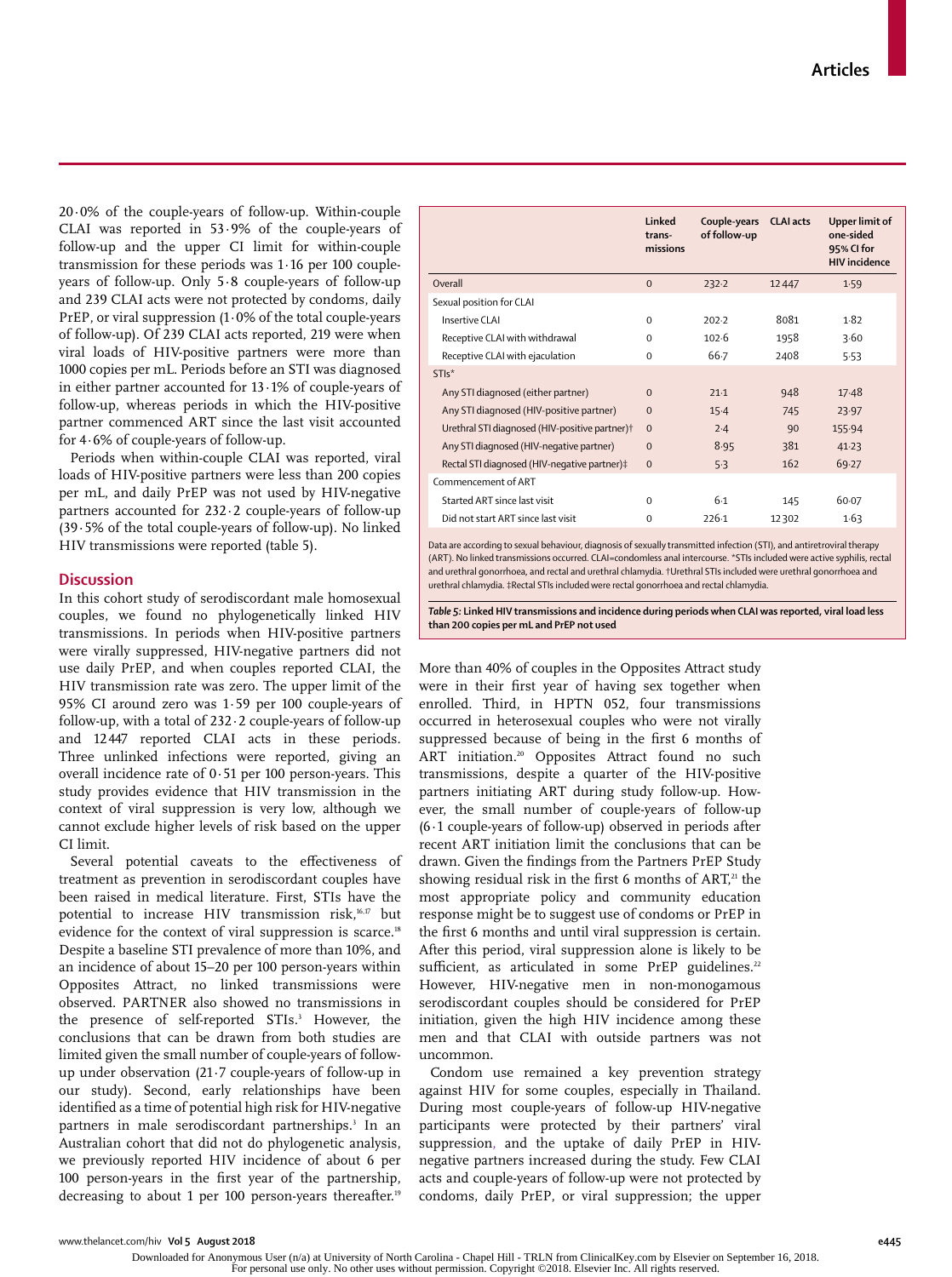20·0% of the couple-years of follow-up. Within-couple CLAI was reported in 53·9% of the couple-years of follow-up and the upper CI limit for within-couple transmission for these periods was 1·16 per 100 couple-years of follow-up. Only 5·8 couple-years of follow-up and 239 CLAI acts were not protected by condoms, daily PrEP, or viral suppression (1·0% of the total couple-years of follow-up). Of 239 CLAI acts reported, 219 were when viral loads of HIV-positive partners were more than 1000 copies per mL. Periods before an STI was diagnosed in either partner accounted for 13·1% of couple-years of follow-up, whereas periods in which the HIV-positive partner commenced ART since the last visit accounted for 4·6% of couple-years of follow-up.

Periods when within-couple CLAI was reported, viral loads of HIV-positive partners were less than 200 copies per mL, and daily PrEP was not used by HIV-negative partners accounted for 232·2 couple-years of follow-up (39·5% of the total couple-years of follow-up). No linked HIV transmissions were reported (table 5).

| | Linked transmissions | Couple-years of follow-up | CLAI acts | Upper limit of one-sided 95% CI for HIV incidence |
|---|---|---|---|---|
| Overall | 0 | 232·2 | 12 447 | 1·59 |
| Sexual position for CLAI | | | | |
| Insertive CLAI | 0 | 202·2 | 8081 | 1·82 |
| Receptive CLAI with withdrawal | 0 | 102·6 | 1958 | 3·60 |
| Receptive CLAI with ejaculation | 0 | 66·7 | 2408 | 5·53 |
| STIs* | | | | |
| Any STI diagnosed (either partner) | 0 | 21·1 | 948 | 17·48 |
| Any STI diagnosed (HIV-positive partner) | 0 | 15·4 | 745 | 23·97 |
| Urethral STI diagnosed (HIV-positive partner)† | 0 | 2·4 | 90 | 155·94 |
| Any STI diagnosed (HIV-negative partner) | 0 | 8·95 | 381 | 41·23 |
| Rectal STI diagnosed (HIV-negative partner)‡ | 0 | 5·3 | 162 | 69·27 |
| Commencement of ART | | | | |
| Started ART since last visit | 0 | 6·1 | 145 | 60·07 |
| Did not start ART since last visit | 0 | 226·1 | 12 302 | 1·63 |

Data are according to sexual behaviour, diagnosis of sexually transmitted infection (STI), and antiretroviral therapy (ART). No linked transmissions occurred. CLAI=condomless anal intercourse. *STIs included were active syphilis, rectal and urethral gonorrhoea, and rectal and urethral chlamydia. †Urethral STIs included were urethral gonorrhoea and urethral chlamydia. ‡Rectal STIs included were rectal gonorrhoea and rectal chlamydia.

***Table 5:*** **Linked HIV transmissions and incidence during periods when CLAI was reported, viral load less than 200 copies per mL and PrEP not used**

## Discussion

In this cohort study of serodiscordant male homosexual couples, we found no phylogenetically linked HIV transmissions. In periods when HIV-positive partners were virally suppressed, HIV-negative partners did not use daily PrEP, and when couples reported CLAI, the HIV transmission rate was zero. The upper limit of the 95% CI around zero was 1·59 per 100 couple-years of follow-up, with a total of 232·2 couple-years of follow-up and 12 447 reported CLAI acts in these periods. Three unlinked infections were reported, giving an overall incidence rate of 0·51 per 100 person-years. This study provides evidence that HIV transmission in the context of viral suppression is very low, although we cannot exclude higher levels of risk based on the upper CI limit.

Several potential caveats to the effectiveness of treatment as prevention in serodiscordant couples have been raised in medical literature. First, STIs have the potential to increase HIV transmission risk,[16,17] but evidence for the context of viral suppression is scarce.[18] Despite a baseline STI prevalence of more than 10%, and an incidence of about 15–20 per 100 person-years within Opposites Attract, no linked transmissions were observed. PARTNER also showed no transmissions in the presence of self-reported STIs.[3] However, the conclusions that can be drawn from both studies are limited given the small number of couple-years of follow-up under observation (21·7 couple-years of follow-up in our study). Second, early relationships have been identified as a time of potential high risk for HIV-negative partners in male serodiscordant partnerships.[3] In an Australian cohort that did not do phylogenetic analysis, we previously reported HIV incidence of about 6 per 100 person-years in the first year of the partnership, decreasing to about 1 per 100 person-years thereafter.[19] More than 40% of couples in the Opposites Attract study were in their first year of having sex together when enrolled. Third, in HPTN 052, four transmissions occurred in heterosexual couples who were not virally suppressed because of being in the first 6 months of ART initiation.[20] Opposites Attract found no such transmissions, despite a quarter of the HIV-positive partners initiating ART during study follow-up. However, the small number of couple-years of follow-up (6·1 couple-years of follow-up) observed in periods after recent ART initiation limit the conclusions that can be drawn. Given the findings from the Partners PrEP Study showing residual risk in the first 6 months of ART,[21] the most appropriate policy and community education response might be to suggest use of condoms or PrEP in the first 6 months and until viral suppression is certain. After this period, viral suppression alone is likely to be sufficient, as articulated in some PrEP guidelines.[22] However, HIV-negative men in non-monogamous serodiscordant couples should be considered for PrEP initiation, given the high HIV incidence among these men and that CLAI with outside partners was not uncommon.

Condom use remained a key prevention strategy against HIV for some couples, especially in Thailand. During most couple-years of follow-up HIV-negative participants were protected by their partners' viral suppression, and the uptake of daily PrEP in HIV-negative partners increased during the study. Few CLAI acts and couple-years of follow-up were not protected by condoms, daily PrEP, or viral suppression; the upper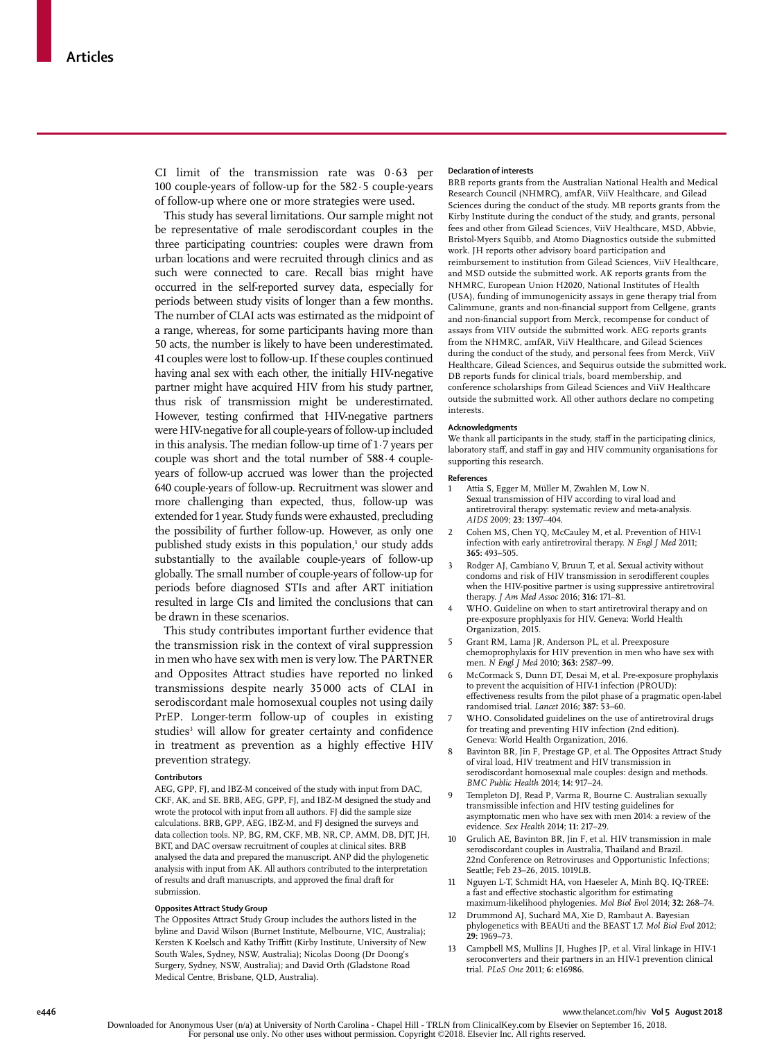CI limit of the transmission rate was 0·63 per 100 couple-years of follow-up for the 582·5 couple-years of follow-up where one or more strategies were used.

This study has several limitations. Our sample might not be representative of male serodiscordant couples in the three participating countries: couples were drawn from urban locations and were recruited through clinics and as such were connected to care. Recall bias might have occurred in the self-reported survey data, especially for periods between study visits of longer than a few months. The number of CLAI acts was estimated as the midpoint of a range, whereas, for some participants having more than 50 acts, the number is likely to have been underestimated. 41 couples were lost to follow-up. If these couples continued having anal sex with each other, the initially HIV-negative partner might have acquired HIV from his study partner, thus risk of transmission might be underestimated. However, testing confirmed that HIV-negative partners were HIV-negative for all couple-years of follow-up included in this analysis. The median follow-up time of 1·7 years per couple was short and the total number of 588·4 couple-years of follow-up accrued was lower than the projected 640 couple-years of follow-up. Recruitment was slower and more challenging than expected, thus, follow-up was extended for 1 year. Study funds were exhausted, precluding the possibility of further follow-up. However, as only one published study exists in this population,[3] our study adds substantially to the available couple-years of follow-up globally. The small number of couple-years of follow-up for periods before diagnosed STIs and after ART initiation resulted in large CIs and limited the conclusions that can be drawn in these scenarios.

This study contributes important further evidence that the transmission risk in the context of viral suppression in men who have sex with men is very low. The PARTNER and Opposites Attract studies have reported no linked transmissions despite nearly 35 000 acts of CLAI in serodiscordant male homosexual couples not using daily PrEP. Longer-term follow-up of couples in existing studies[3] will allow for greater certainty and confidence in treatment as prevention as a highly effective HIV prevention strategy.

#### Contributors

AEG, GPP, FJ, and IBZ-M conceived of the study with input from DAC, CKF, AK, and SE. BRB, AEG, GPP, FJ, and IBZ-M designed the study and wrote the protocol with input from all authors. FJ did the sample size calculations. BRB, GPP, AEG, IBZ-M, and FJ designed the surveys and data collection tools. NP, BG, RM, CKF, MB, NR, CP, AMM, DB, DJT, JH, BKT, and DAC oversaw recruitment of couples at clinical sites. BRB analysed the data and prepared the manuscript. ANP did the phylogenetic analysis with input from AK. All authors contributed to the interpretation of results and draft manuscripts, and approved the final draft for submission.

#### Opposites Attract Study Group

The Opposites Attract Study Group includes the authors listed in the byline and David Wilson (Burnet Institute, Melbourne, VIC, Australia); Kersten K Koelsch and Kathy Triffitt (Kirby Institute, University of New South Wales, Sydney, NSW, Australia); Nicolas Doong (Dr Doong's Surgery, Sydney, NSW, Australia); and David Orth (Gladstone Road Medical Centre, Brisbane, QLD, Australia).

#### Declaration of interests

BRB reports grants from the Australian National Health and Medical Research Council (NHMRC), amfAR, ViiV Healthcare, and Gilead Sciences during the conduct of the study. MB reports grants from the Kirby Institute during the conduct of the study, and grants, personal fees and other from Gilead Sciences, ViiV Healthcare, MSD, Abbvie, Bristol-Myers Squibb, and Atomo Diagnostics outside the submitted work. JH reports other advisory board participation and reimbursement to institution from Gilead Sciences, ViiV Healthcare, and MSD outside the submitted work. AK reports grants from the NHMRC, European Union H2020, National Institutes of Health (USA), funding of immunogenicity assays in gene therapy trial from Calimmune, grants and non-financial support from Cellgene, grants and non-financial support from Merck, recompense for conduct of assays from VIIV outside the submitted work. AEG reports grants from the NHMRC, amfAR, ViiV Healthcare, and Gilead Sciences during the conduct of the study, and personal fees from Merck, ViiV Healthcare, Gilead Sciences, and Sequirus outside the submitted work. DB reports funds for clinical trials, board membership, and conference scholarships from Gilead Sciences and ViiV Healthcare outside the submitted work. All other authors declare no competing interests.

#### Acknowledgments

We thank all participants in the study, staff in the participating clinics, laboratory staff, and staff in gay and HIV community organisations for supporting this research.

#### References

1. Attia S, Egger M, Müller M, Zwahlen M, Low N. Sexual transmission of HIV according to viral load and antiretroviral therapy: systematic review and meta-analysis. *AIDS* 2009; **23:** 1397–404.
2. Cohen MS, Chen YQ, McCauley M, et al. Prevention of HIV-1 infection with early antiretroviral therapy. *N Engl J Med* 2011; **365:** 493–505.
3. Rodger AJ, Cambiano V, Bruun T, et al. Sexual activity without condoms and risk of HIV transmission in serodifferent couples when the HIV-positive partner is using suppressive antiretroviral therapy. *J Am Med Assoc* 2016; **316:** 171–81.
4. WHO. Guideline on when to start antiretroviral therapy and on pre-exposure prophlyaxis for HIV. Geneva: World Health Organization, 2015.
5. Grant RM, Lama JR, Anderson PL, et al. Preexposure chemoprophylaxis for HIV prevention in men who have sex with men. *N Engl J Med* 2010; **363:** 2587–99.
6. McCormack S, Dunn DT, Desai M, et al. Pre-exposure prophylaxis to prevent the acquisition of HIV-1 infection (PROUD): effectiveness results from the pilot phase of a pragmatic open-label randomised trial. *Lancet* 2016; **387:** 53–60.
7. WHO. Consolidated guidelines on the use of antiretroviral drugs for treating and preventing HIV infection (2nd edition). Geneva: World Health Organization, 2016.
8. Bavinton BR, Jin F, Prestage GP, et al. The Opposites Attract Study of viral load, HIV treatment and HIV transmission in serodiscordant homosexual male couples: design and methods. *BMC Public Health* 2014; **14:** 917–24.
9. Templeton DJ, Read P, Varma R, Bourne C. Australian sexually transmissible infection and HIV testing guidelines for asymptomatic men who have sex with men 2014: a review of the evidence. *Sex Health* 2014; **11:** 217–29.
10. Grulich AE, Bavinton BR, Jin F, et al. HIV transmission in male serodiscordant couples in Australia, Thailand and Brazil. 22nd Conference on Retroviruses and Opportunistic Infections; Seattle; Feb 23–26, 2015. 1019LB.
11. Nguyen L-T, Schmidt HA, von Haeseler A, Minh BQ. IQ-TREE: a fast and effective stochastic algorithm for estimating maximum-likelihood phylogenies. *Mol Biol Evol* 2014; **32:** 268–74.
12. Drummond AJ, Suchard MA, Xie D, Rambaut A. Bayesian phylogenetics with BEAUti and the BEAST 1.7. *Mol Biol Evol* 2012; **29:** 1969–73.
13. Campbell MS, Mullins JI, Hughes JP, et al. Viral linkage in HIV-1 seroconverters and their partners in an HIV-1 prevention clinical trial. *PLoS One* 2011; **6:** e16986.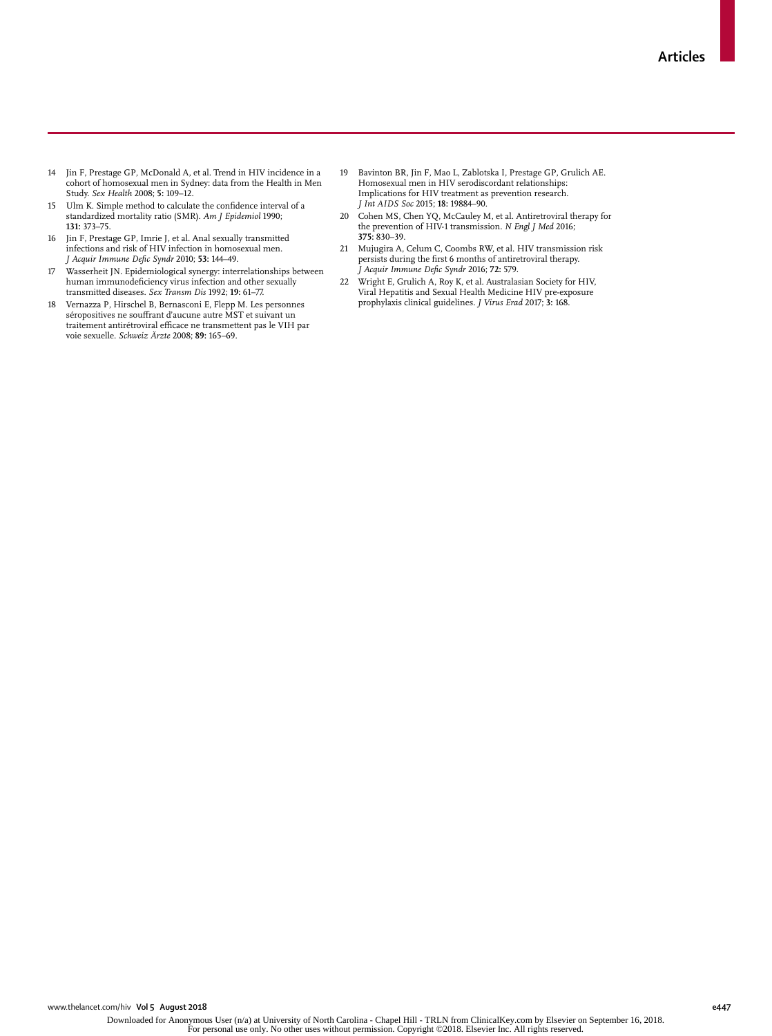14 Jin F, Prestage GP, McDonald A, et al. Trend in HIV incidence in a cohort of homosexual men in Sydney: data from the Health in Men Study. *Sex Health* 2008; **5:** 109–12.

15 Ulm K. Simple method to calculate the confidence interval of a standardized mortality ratio (SMR). *Am J Epidemiol* 1990; **131:** 373–75.

16 Jin F, Prestage GP, Imrie J, et al. Anal sexually transmitted infections and risk of HIV infection in homosexual men. *J Acquir Immune Defic Syndr* 2010; **53:** 144–49.

17 Wasserheit JN. Epidemiological synergy: interrelationships between human immunodeficiency virus infection and other sexually transmitted diseases. *Sex Transm Dis* 1992; **19:** 61–77.

18 Vernazza P, Hirschel B, Bernasconi E, Flepp M. Les personnes séropositives ne souffrant d'aucune autre MST et suivant un traitement antirétroviral efficace ne transmettent pas le VIH par voie sexuelle. *Schweiz Ärzte* 2008; **89:** 165–69.

19 Bavinton BR, Jin F, Mao L, Zablotska I, Prestage GP, Grulich AE. Homosexual men in HIV serodiscordant relationships: Implications for HIV treatment as prevention research. *J Int AIDS Soc* 2015; **18:** 19884–90.

20 Cohen MS, Chen YQ, McCauley M, et al. Antiretroviral therapy for the prevention of HIV-1 transmission. *N Engl J Med* 2016; **375:** 830–39.

21 Mujugira A, Celum C, Coombs RW, et al. HIV transmission risk persists during the first 6 months of antiretroviral therapy. *J Acquir Immune Defic Syndr* 2016; **72:** 579.

22 Wright E, Grulich A, Roy K, et al. Australasian Society for HIV, Viral Hepatitis and Sexual Health Medicine HIV pre-exposure prophylaxis clinical guidelines. *J Virus Erad* 2017; **3:** 168.